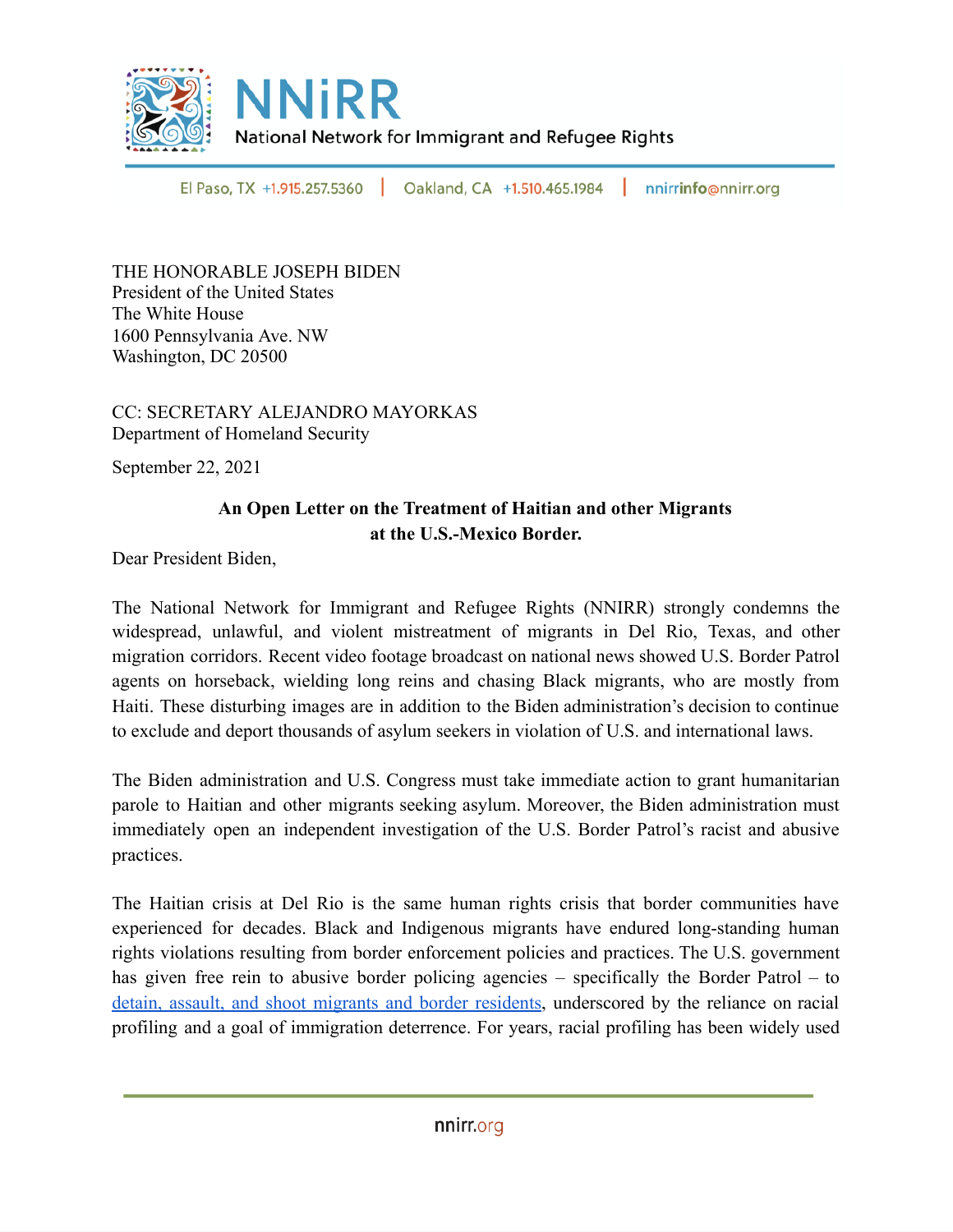# NNiRR

National Network for Immigrant and Refugee Rights

El Paso, TX +1.915.257.5360 | Oakland, CA +1.510.465.1984 | nnirrinfo@nnirr.org

THE HONORABLE JOSEPH BIDEN
President of the United States
The White House
1600 Pennsylvania Ave. NW
Washington, DC 20500

CC: SECRETARY ALEJANDRO MAYORKAS
Department of Homeland Security

September 22, 2021

**An Open Letter on the Treatment of Haitian and other Migrants at the U.S.-Mexico Border.**

Dear President Biden,

The National Network for Immigrant and Refugee Rights (NNIRR) strongly condemns the widespread, unlawful, and violent mistreatment of migrants in Del Rio, Texas, and other migration corridors. Recent video footage broadcast on national news showed U.S. Border Patrol agents on horseback, wielding long reins and chasing Black migrants, who are mostly from Haiti. These disturbing images are in addition to the Biden administration's decision to continue to exclude and deport thousands of asylum seekers in violation of U.S. and international laws.

The Biden administration and U.S. Congress must take immediate action to grant humanitarian parole to Haitian and other migrants seeking asylum. Moreover, the Biden administration must immediately open an independent investigation of the U.S. Border Patrol's racist and abusive practices.

The Haitian crisis at Del Rio is the same human rights crisis that border communities have experienced for decades. Black and Indigenous migrants have endured long-standing human rights violations resulting from border enforcement policies and practices. The U.S. government has given free rein to abusive border policing agencies – specifically the Border Patrol – to detain, assault, and shoot migrants and border residents, underscored by the reliance on racial profiling and a goal of immigration deterrence. For years, racial profiling has been widely used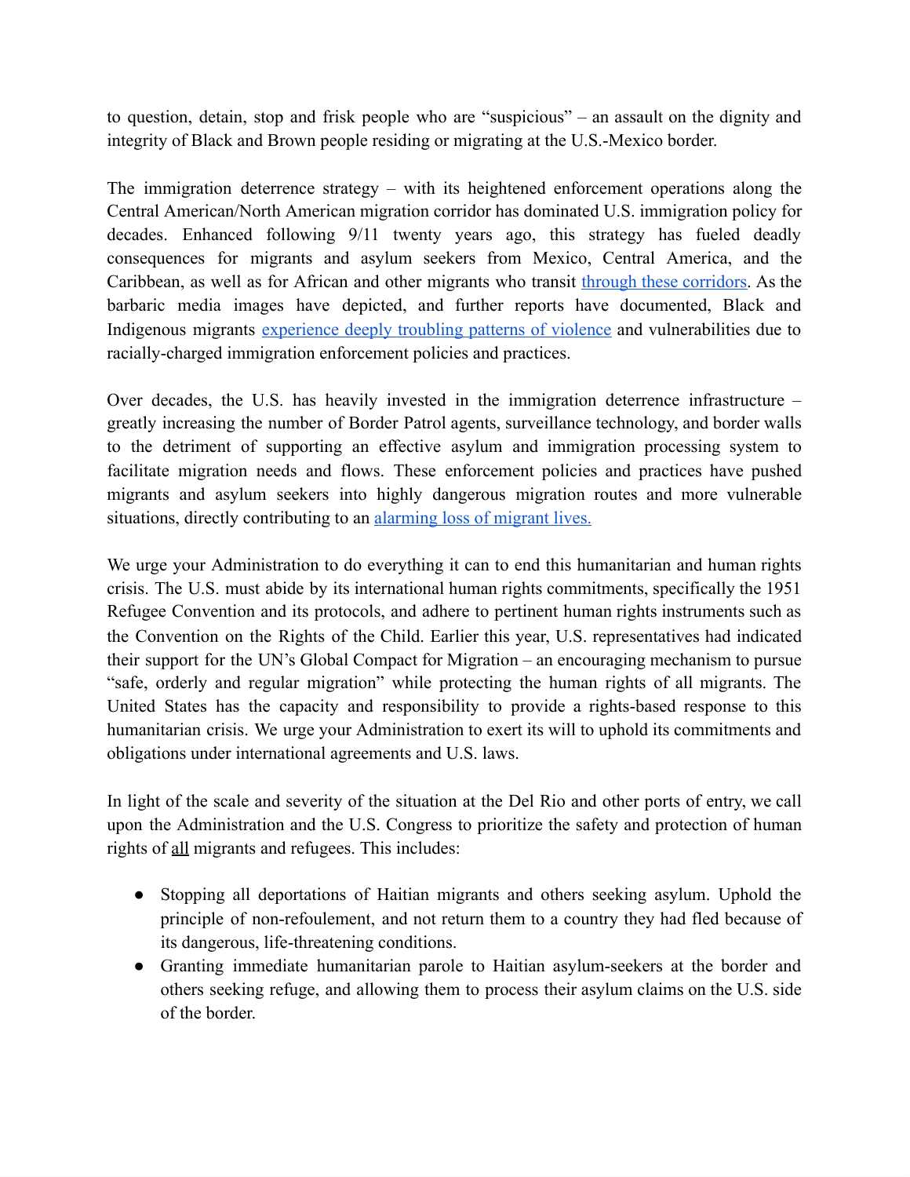to question, detain, stop and frisk people who are "suspicious" – an assault on the dignity and integrity of Black and Brown people residing or migrating at the U.S.-Mexico border.

The immigration deterrence strategy – with its heightened enforcement operations along the Central American/North American migration corridor has dominated U.S. immigration policy for decades. Enhanced following 9/11 twenty years ago, this strategy has fueled deadly consequences for migrants and asylum seekers from Mexico, Central America, and the Caribbean, as well as for African and other migrants who transit through these corridors. As the barbaric media images have depicted, and further reports have documented, Black and Indigenous migrants experience deeply troubling patterns of violence and vulnerabilities due to racially-charged immigration enforcement policies and practices.

Over decades, the U.S. has heavily invested in the immigration deterrence infrastructure – greatly increasing the number of Border Patrol agents, surveillance technology, and border walls to the detriment of supporting an effective asylum and immigration processing system to facilitate migration needs and flows. These enforcement policies and practices have pushed migrants and asylum seekers into highly dangerous migration routes and more vulnerable situations, directly contributing to an alarming loss of migrant lives.

We urge your Administration to do everything it can to end this humanitarian and human rights crisis. The U.S. must abide by its international human rights commitments, specifically the 1951 Refugee Convention and its protocols, and adhere to pertinent human rights instruments such as the Convention on the Rights of the Child. Earlier this year, U.S. representatives had indicated their support for the UN's Global Compact for Migration – an encouraging mechanism to pursue "safe, orderly and regular migration" while protecting the human rights of all migrants. The United States has the capacity and responsibility to provide a rights-based response to this humanitarian crisis. We urge your Administration to exert its will to uphold its commitments and obligations under international agreements and U.S. laws.

In light of the scale and severity of the situation at the Del Rio and other ports of entry, we call upon the Administration and the U.S. Congress to prioritize the safety and protection of human rights of all migrants and refugees. This includes:

- Stopping all deportations of Haitian migrants and others seeking asylum. Uphold the principle of non-refoulement, and not return them to a country they had fled because of its dangerous, life-threatening conditions.
- Granting immediate humanitarian parole to Haitian asylum-seekers at the border and others seeking refuge, and allowing them to process their asylum claims on the U.S. side of the border.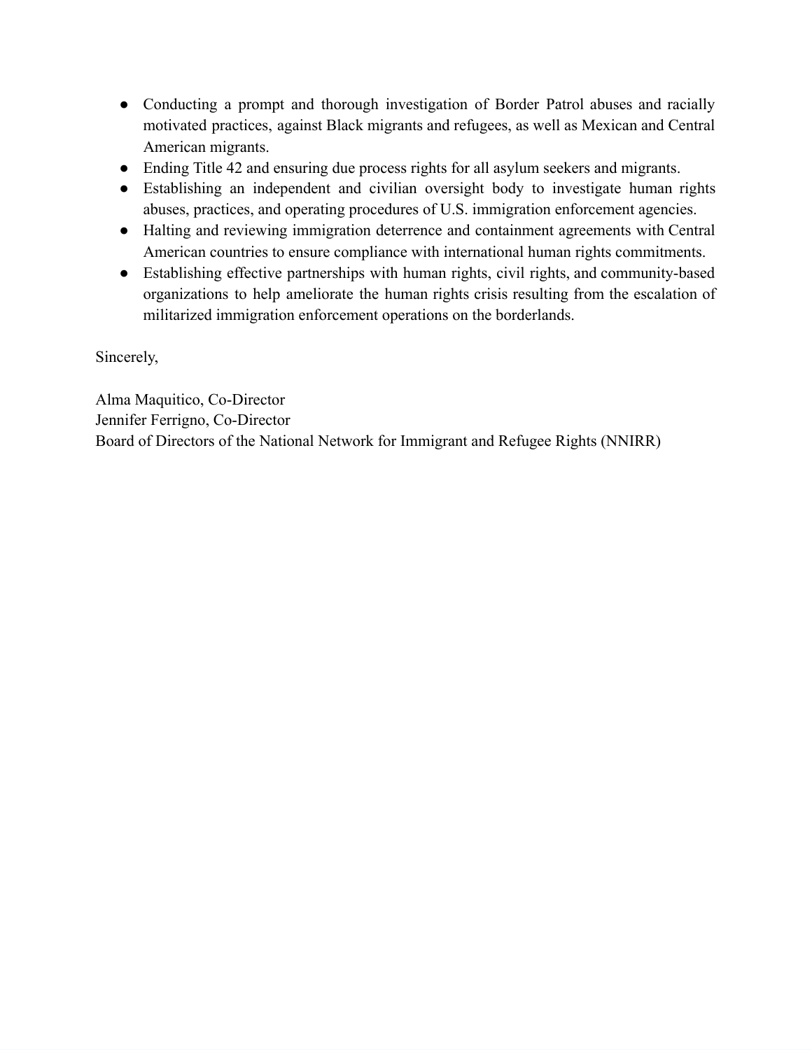- Conducting a prompt and thorough investigation of Border Patrol abuses and racially motivated practices, against Black migrants and refugees, as well as Mexican and Central American migrants.
- Ending Title 42 and ensuring due process rights for all asylum seekers and migrants.
- Establishing an independent and civilian oversight body to investigate human rights abuses, practices, and operating procedures of U.S. immigration enforcement agencies.
- Halting and reviewing immigration deterrence and containment agreements with Central American countries to ensure compliance with international human rights commitments.
- Establishing effective partnerships with human rights, civil rights, and community-based organizations to help ameliorate the human rights crisis resulting from the escalation of militarized immigration enforcement operations on the borderlands.

Sincerely,

Alma Maquitico, Co-Director
Jennifer Ferrigno, Co-Director
Board of Directors of the National Network for Immigrant and Refugee Rights (NNIRR)